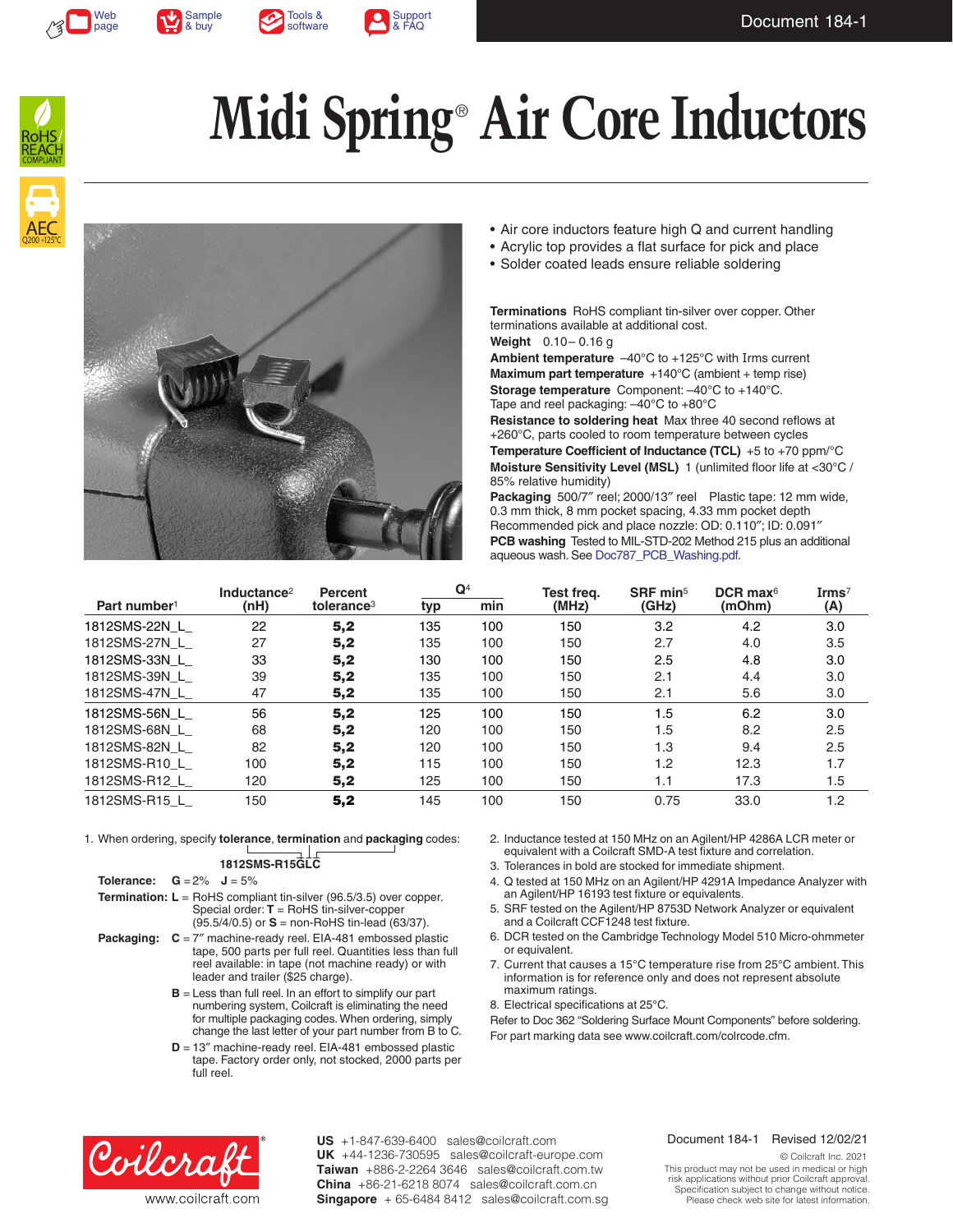Web page | Sample & buy | Tools & software | Support & FAQ

Document 184-1

# Midi Spring® Air Core Inductors

- Air core inductors feature high Q and current handling
- Acrylic top provides a flat surface for pick and place
- Solder coated leads ensure reliable soldering

**Terminations** RoHS compliant tin-silver over copper. Other terminations available at additional cost.
**Weight** 0.10– 0.16 g
**Ambient temperature** –40°C to +125°C with Irms current
**Maximum part temperature** +140°C (ambient + temp rise)
**Storage temperature** Component: –40°C to +140°C. Tape and reel packaging: –40°C to +80°C
**Resistance to soldering heat** Max three 40 second reflows at +260°C, parts cooled to room temperature between cycles
**Temperature Coefficient of Inductance (TCL)** +5 to +70 ppm/°C
**Moisture Sensitivity Level (MSL)** 1 (unlimited floor life at <30°C / 85% relative humidity)
**Packaging** 500/7″ reel; 2000/13″ reel Plastic tape: 12 mm wide, 0.3 mm thick, 8 mm pocket spacing, 4.33 mm pocket depth
Recommended pick and place nozzle: OD: 0.110″; ID: 0.091″
**PCB washing** Tested to MIL-STD-202 Method 215 plus an additional aqueous wash. See Doc787_PCB_Washing.pdf.

| Part number[1] | Inductance[2] (nH) | Percent tolerance[3] | Q[4] typ | Q[4] min | Test freq. (MHz) | SRF min[5] (GHz) | DCR max[6] (mOhm) | Irms[7] (A) |
|---|---|---|---|---|---|---|---|---|
| 1812SMS-22N_L_ | 22 | **5,2** | 135 | 100 | 150 | 3.2 | 4.2 | 3.0 |
| 1812SMS-27N_L_ | 27 | **5,2** | 135 | 100 | 150 | 2.7 | 4.0 | 3.5 |
| 1812SMS-33N_L_ | 33 | **5,2** | 130 | 100 | 150 | 2.5 | 4.8 | 3.0 |
| 1812SMS-39N_L_ | 39 | **5,2** | 135 | 100 | 150 | 2.1 | 4.4 | 3.0 |
| 1812SMS-47N_L_ | 47 | **5,2** | 135 | 100 | 150 | 2.1 | 5.6 | 3.0 |
| 1812SMS-56N_L_ | 56 | **5,2** | 125 | 100 | 150 | 1.5 | 6.2 | 3.0 |
| 1812SMS-68N_L_ | 68 | **5,2** | 120 | 100 | 150 | 1.5 | 8.2 | 2.5 |
| 1812SMS-82N_L_ | 82 | **5,2** | 120 | 100 | 150 | 1.3 | 9.4 | 2.5 |
| 1812SMS-R10_L_ | 100 | **5,2** | 115 | 100 | 150 | 1.2 | 12.3 | 1.7 |
| 1812SMS-R12_L_ | 120 | **5,2** | 125 | 100 | 150 | 1.1 | 17.3 | 1.5 |
| 1812SMS-R15_L_ | 150 | **5,2** | 145 | 100 | 150 | 0.75 | 33.0 | 1.2 |

1. When ordering, specify **tolerance**, **termination** and **packaging** codes:

   **1812SMS-R15GLC**

   **Tolerance:** **G** = 2% **J** = 5%

   **Termination:** **L** = RoHS compliant tin-silver (96.5/3.5) over copper. Special order: **T** = RoHS tin-silver-copper (95.5/4/0.5) or **S** = non-RoHS tin-lead (63/37).

   **Packaging:** **C** = 7″ machine-ready reel. EIA-481 embossed plastic tape, 500 parts per full reel. Quantities less than full reel available: in tape (not machine ready) or with leader and trailer ($25 charge).

   **B** = Less than full reel. In an effort to simplify our part numbering system, Coilcraft is eliminating the need for multiple packaging codes. When ordering, simply change the last letter of your part number from B to C.

   **D** = 13″ machine-ready reel. EIA-481 embossed plastic tape. Factory order only, not stocked, 2000 parts per full reel.

2. Inductance tested at 150 MHz on an Agilent/HP 4286A LCR meter or equivalent with a Coilcraft SMD-A test fixture and correlation.
3. Tolerances in bold are stocked for immediate shipment.
4. Q tested at 150 MHz on an Agilent/HP 4291A Impedance Analyzer with an Agilent/HP 16193 test fixture or equivalents.
5. SRF tested on the Agilent/HP 8753D Network Analyzer or equivalent and a Coilcraft CCF1248 test fixture.
6. DCR tested on the Cambridge Technology Model 510 Micro-ohmmeter or equivalent.
7. Current that causes a 15°C temperature rise from 25°C ambient. This information is for reference only and does not represent absolute maximum ratings.
8. Electrical specifications at 25°C.

Refer to Doc 362 "Soldering Surface Mount Components" before soldering.

For part marking data see www.coilcraft.com/colrcode.cfm.

www.coilcraft.com

**US** +1-847-639-6400 sales@coilcraft.com
**UK** +44-1236-730595 sales@coilcraft-europe.com
**Taiwan** +886-2-2264 3646 sales@coilcraft.com.tw
**China** +86-21-6218 8074 sales@coilcraft.com.cn
**Singapore** + 65-6484 8412 sales@coilcraft.com.sg

Document 184-1 Revised 12/02/21

© Coilcraft Inc. 2021
This product may not be used in medical or high risk applications without prior Coilcraft approval. Specification subject to change without notice. Please check web site for latest information.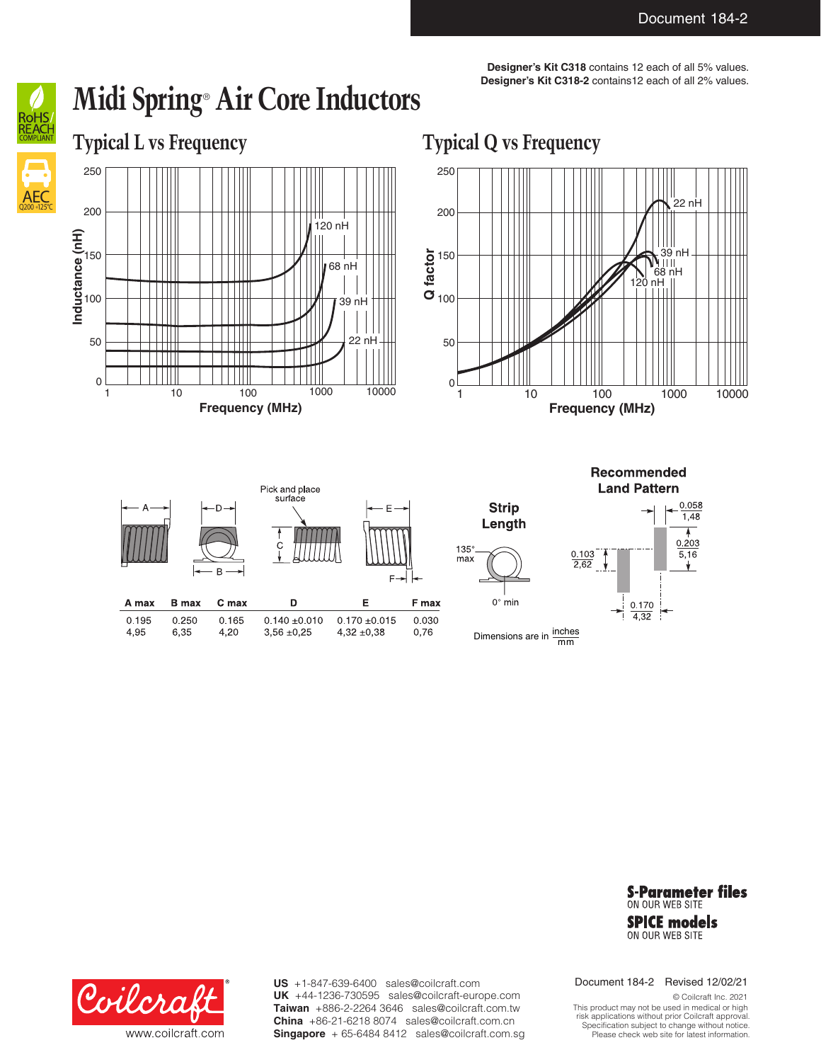Designer's Kit C318 contains 12 each of all 5% values.
Designer's Kit C318-2 contains12 each of all 2% values.

# Midi Spring® Air Core Inductors

## Typical L vs Frequency

## Typical Q vs Frequency

| A max | B max | C max | D | E | F max |
|---|---|---|---|---|---|
| 0.195 | 0.250 | 0.165 | 0.140 ±0.010 | 0.170 ±0.015 | 0.030 |
| 4,95 | 6,35 | 4,20 | 3,56 ±0,25 | 4,32 ±0,38 | 0,76 |

**Strip Length**

135° max

0° min

**Recommended Land Pattern**

0.058 / 1,48

0.203 / 5,16

0.103 / 2,62

0.170 / 4,32

Dimensions are in inches / mm

**S-Parameter files** ON OUR WEB SITE

**SPICE models** ON OUR WEB SITE

www.coilcraft.com

**US** +1-847-639-6400 sales@coilcraft.com
**UK** +44-1236-730595 sales@coilcraft-europe.com
**Taiwan** +886-2-2264 3646 sales@coilcraft.com.tw
**China** +86-21-6218 8074 sales@coilcraft.com.cn
**Singapore** + 65-6484 8412 sales@coilcraft.com.sg

Document 184-2 Revised 12/02/21

© Coilcraft Inc. 2021
This product may not be used in medical or high risk applications without prior Coilcraft approval.
Specification subject to change without notice.
Please check web site for latest information.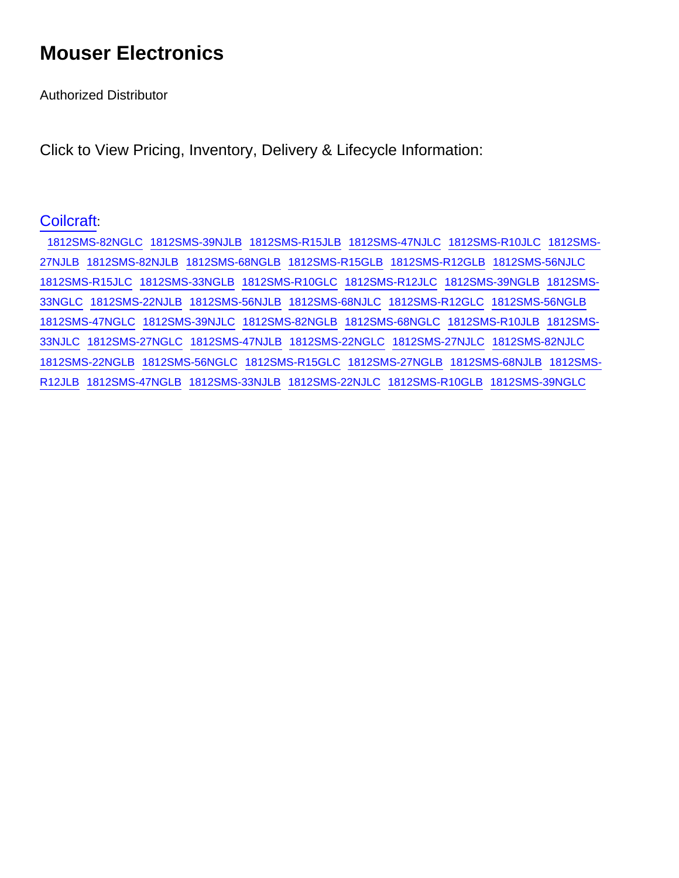# Mouser Electronics

Authorized Distributor

Click to View Pricing, Inventory, Delivery & Lifecycle Information:

Coilcraft:

1812SMS-82NGLC 1812SMS-39NJLB 1812SMS-R15JLB 1812SMS-47NJLC 1812SMS-R10JLC 1812SMS-27NJLB 1812SMS-82NJLB 1812SMS-68NGLB 1812SMS-R15GLB 1812SMS-R12GLB 1812SMS-56NJLC 1812SMS-R15JLC 1812SMS-33NGLB 1812SMS-R10GLC 1812SMS-R12JLC 1812SMS-39NGLB 1812SMS-33NGLC 1812SMS-22NJLB 1812SMS-56NJLB 1812SMS-68NJLC 1812SMS-R12GLC 1812SMS-56NGLB 1812SMS-47NGLC 1812SMS-39NJLC 1812SMS-82NGLB 1812SMS-68NGLC 1812SMS-R10JLB 1812SMS-33NJLC 1812SMS-27NGLC 1812SMS-47NJLB 1812SMS-22NGLC 1812SMS-27NJLC 1812SMS-82NJLC 1812SMS-22NGLB 1812SMS-56NGLC 1812SMS-R15GLC 1812SMS-27NGLB 1812SMS-68NJLB 1812SMS-R12JLB 1812SMS-47NGLB 1812SMS-33NJLB 1812SMS-22NJLC 1812SMS-R10GLB 1812SMS-39NGLC